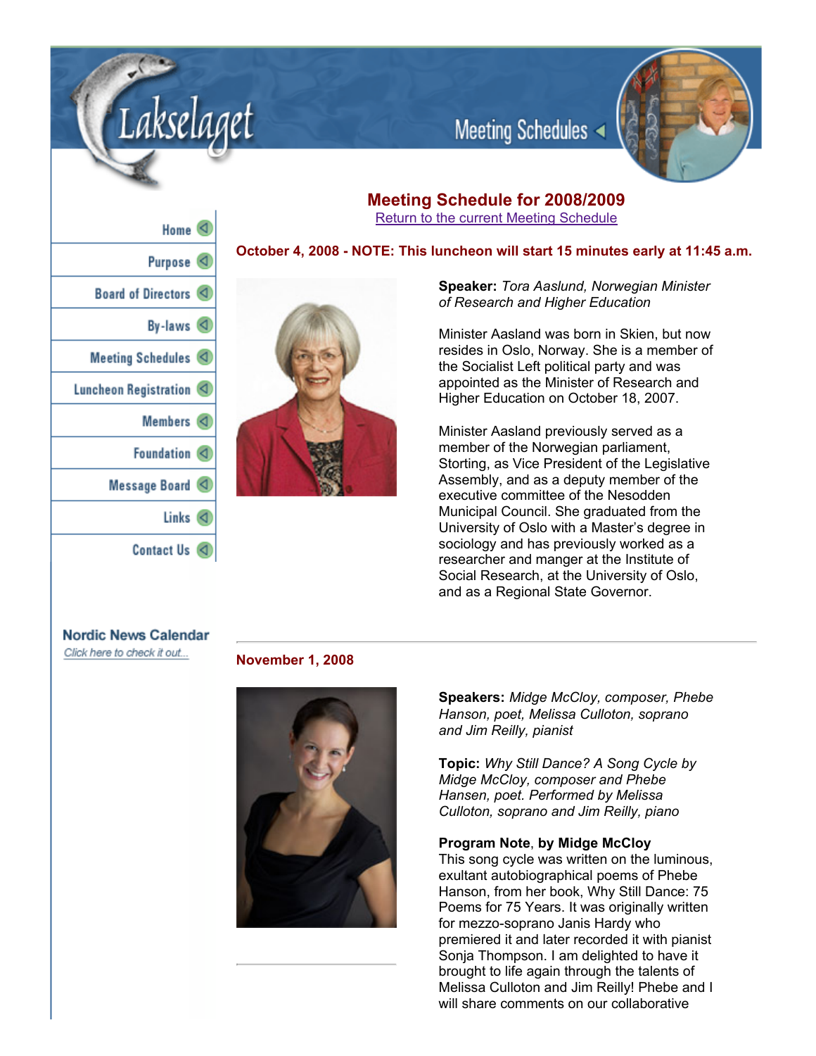Lakselaget

Meeting Schedules

- Home
- Purpose
- Board of Directors
- By-laws
- Meeting Schedules
- Luncheon Registration
- Members
- Foundation
- Message Board
- Links
- Contact Us

Nordic News Calendar
Click here to check it out...

# Meeting Schedule for 2008/2009

Return to the current Meeting Schedule

## October 4, 2008 - NOTE: This luncheon will start 15 minutes early at 11:45 a.m.

**Speaker:** *Tora Aaslund, Norwegian Minister of Research and Higher Education*

Minister Aasland was born in Skien, but now resides in Oslo, Norway. She is a member of the Socialist Left political party and was appointed as the Minister of Research and Higher Education on October 18, 2007.

Minister Aasland previously served as a member of the Norwegian parliament, Storting, as Vice President of the Legislative Assembly, and as a deputy member of the executive committee of the Nesodden Municipal Council. She graduated from the University of Oslo with a Master's degree in sociology and has previously worked as a researcher and manger at the Institute of Social Research, at the University of Oslo, and as a Regional State Governor.

---

## November 1, 2008

**Speakers:** *Midge McCloy, composer, Phebe Hanson, poet, Melissa Culloton, soprano and Jim Reilly, pianist*

**Topic:** *Why Still Dance? A Song Cycle by Midge McCloy, composer and Phebe Hansen, poet. Performed by Melissa Culloton, soprano and Jim Reilly, piano*

**Program Note**, **by Midge McCloy**
This song cycle was written on the luminous, exultant autobiographical poems of Phebe Hanson, from her book, Why Still Dance: 75 Poems for 75 Years. It was originally written for mezzo-soprano Janis Hardy who premiered it and later recorded it with pianist Sonja Thompson. I am delighted to have it brought to life again through the talents of Melissa Culloton and Jim Reilly! Phebe and I will share comments on our collaborative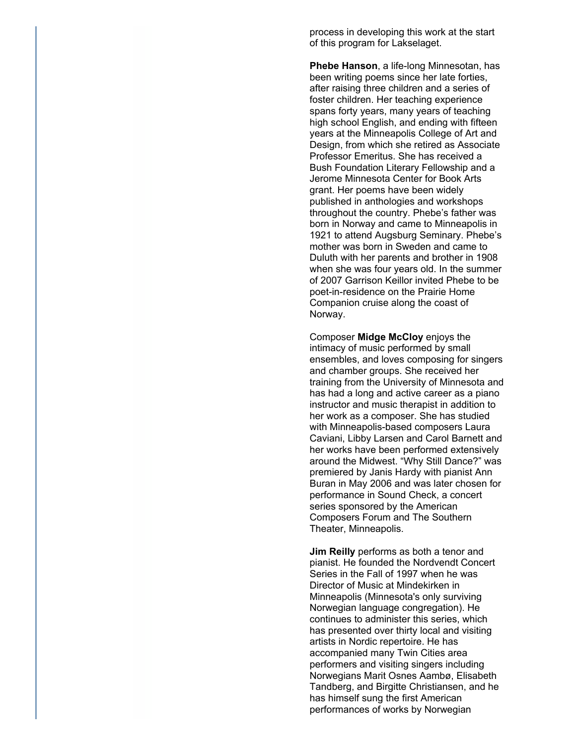process in developing this work at the start of this program for Lakselaget.

**Phebe Hanson**, a life-long Minnesotan, has been writing poems since her late forties, after raising three children and a series of foster children. Her teaching experience spans forty years, many years of teaching high school English, and ending with fifteen years at the Minneapolis College of Art and Design, from which she retired as Associate Professor Emeritus. She has received a Bush Foundation Literary Fellowship and a Jerome Minnesota Center for Book Arts grant. Her poems have been widely published in anthologies and workshops throughout the country. Phebe's father was born in Norway and came to Minneapolis in 1921 to attend Augsburg Seminary. Phebe's mother was born in Sweden and came to Duluth with her parents and brother in 1908 when she was four years old. In the summer of 2007 Garrison Keillor invited Phebe to be poet-in-residence on the Prairie Home Companion cruise along the coast of Norway.

Composer **Midge McCloy** enjoys the intimacy of music performed by small ensembles, and loves composing for singers and chamber groups. She received her training from the University of Minnesota and has had a long and active career as a piano instructor and music therapist in addition to her work as a composer. She has studied with Minneapolis-based composers Laura Caviani, Libby Larsen and Carol Barnett and her works have been performed extensively around the Midwest. "Why Still Dance?" was premiered by Janis Hardy with pianist Ann Buran in May 2006 and was later chosen for performance in Sound Check, a concert series sponsored by the American Composers Forum and The Southern Theater, Minneapolis.

**Jim Reilly** performs as both a tenor and pianist. He founded the Nordvendt Concert Series in the Fall of 1997 when he was Director of Music at Mindekirken in Minneapolis (Minnesota's only surviving Norwegian language congregation). He continues to administer this series, which has presented over thirty local and visiting artists in Nordic repertoire. He has accompanied many Twin Cities area performers and visiting singers including Norwegians Marit Osnes Aambø, Elisabeth Tandberg, and Birgitte Christiansen, and he has himself sung the first American performances of works by Norwegian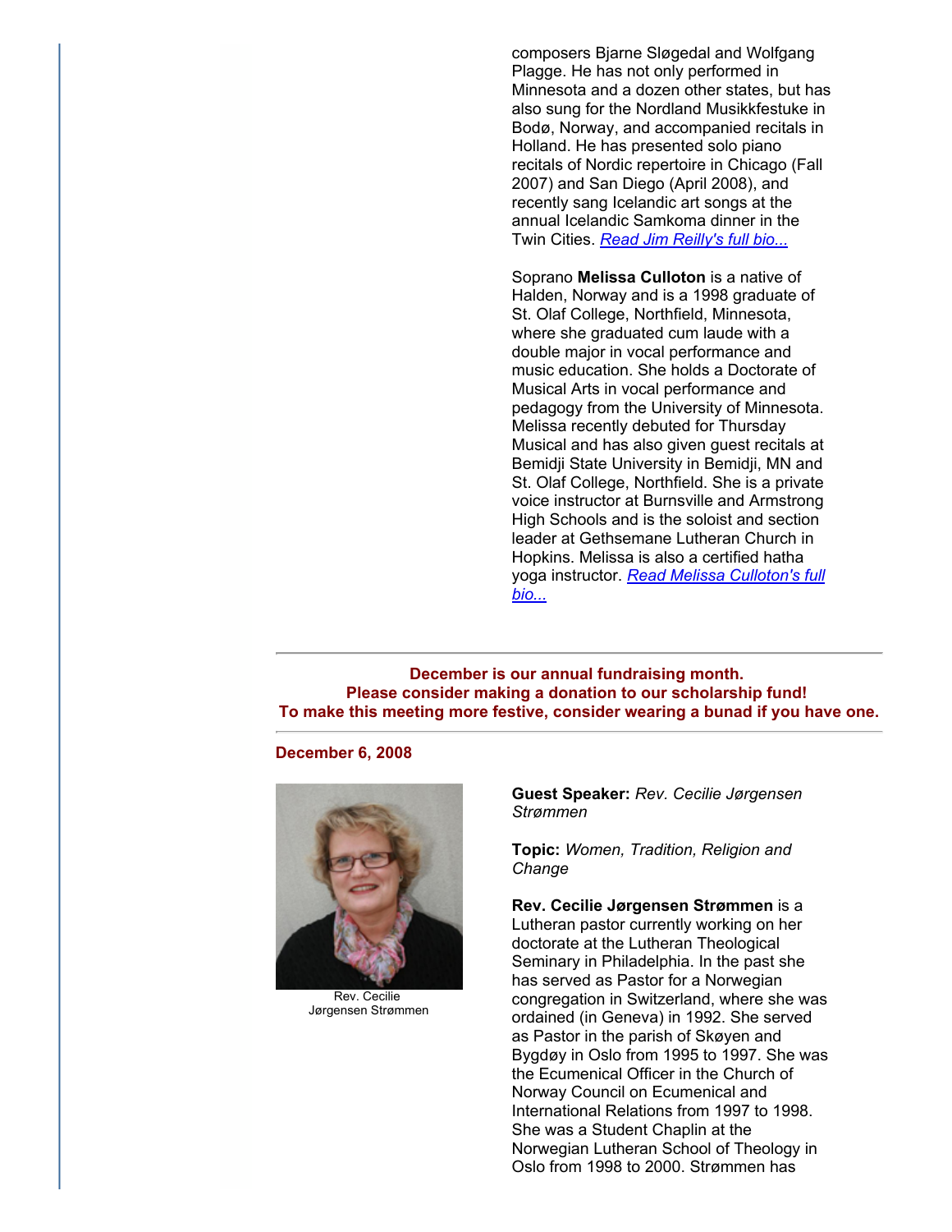composers Bjarne Sløgedal and Wolfgang Plagge. He has not only performed in Minnesota and a dozen other states, but has also sung for the Nordland Musikkfestuke in Bodø, Norway, and accompanied recitals in Holland. He has presented solo piano recitals of Nordic repertoire in Chicago (Fall 2007) and San Diego (April 2008), and recently sang Icelandic art songs at the annual Icelandic Samkoma dinner in the Twin Cities. *Read Jim Reilly's full bio...*

Soprano **Melissa Culloton** is a native of Halden, Norway and is a 1998 graduate of St. Olaf College, Northfield, Minnesota, where she graduated cum laude with a double major in vocal performance and music education. She holds a Doctorate of Musical Arts in vocal performance and pedagogy from the University of Minnesota. Melissa recently debuted for Thursday Musical and has also given guest recitals at Bemidji State University in Bemidji, MN and St. Olaf College, Northfield. She is a private voice instructor at Burnsville and Armstrong High Schools and is the soloist and section leader at Gethsemane Lutheran Church in Hopkins. Melissa is also a certified hatha yoga instructor. *Read Melissa Culloton's full bio...*

---

**December is our annual fundraising month.**
**Please consider making a donation to our scholarship fund!**
**To make this meeting more festive, consider wearing a bunad if you have one.**

---

**December 6, 2008**

Rev. Cecilie Jørgensen Strømmen

**Guest Speaker:** *Rev. Cecilie Jørgensen Strømmen*

**Topic:** *Women, Tradition, Religion and Change*

**Rev. Cecilie Jørgensen Strømmen** is a Lutheran pastor currently working on her doctorate at the Lutheran Theological Seminary in Philadelphia. In the past she has served as Pastor for a Norwegian congregation in Switzerland, where she was ordained (in Geneva) in 1992. She served as Pastor in the parish of Skøyen and Bygdøy in Oslo from 1995 to 1997. She was the Ecumenical Officer in the Church of Norway Council on Ecumenical and International Relations from 1997 to 1998. She was a Student Chaplin at the Norwegian Lutheran School of Theology in Oslo from 1998 to 2000. Strømmen has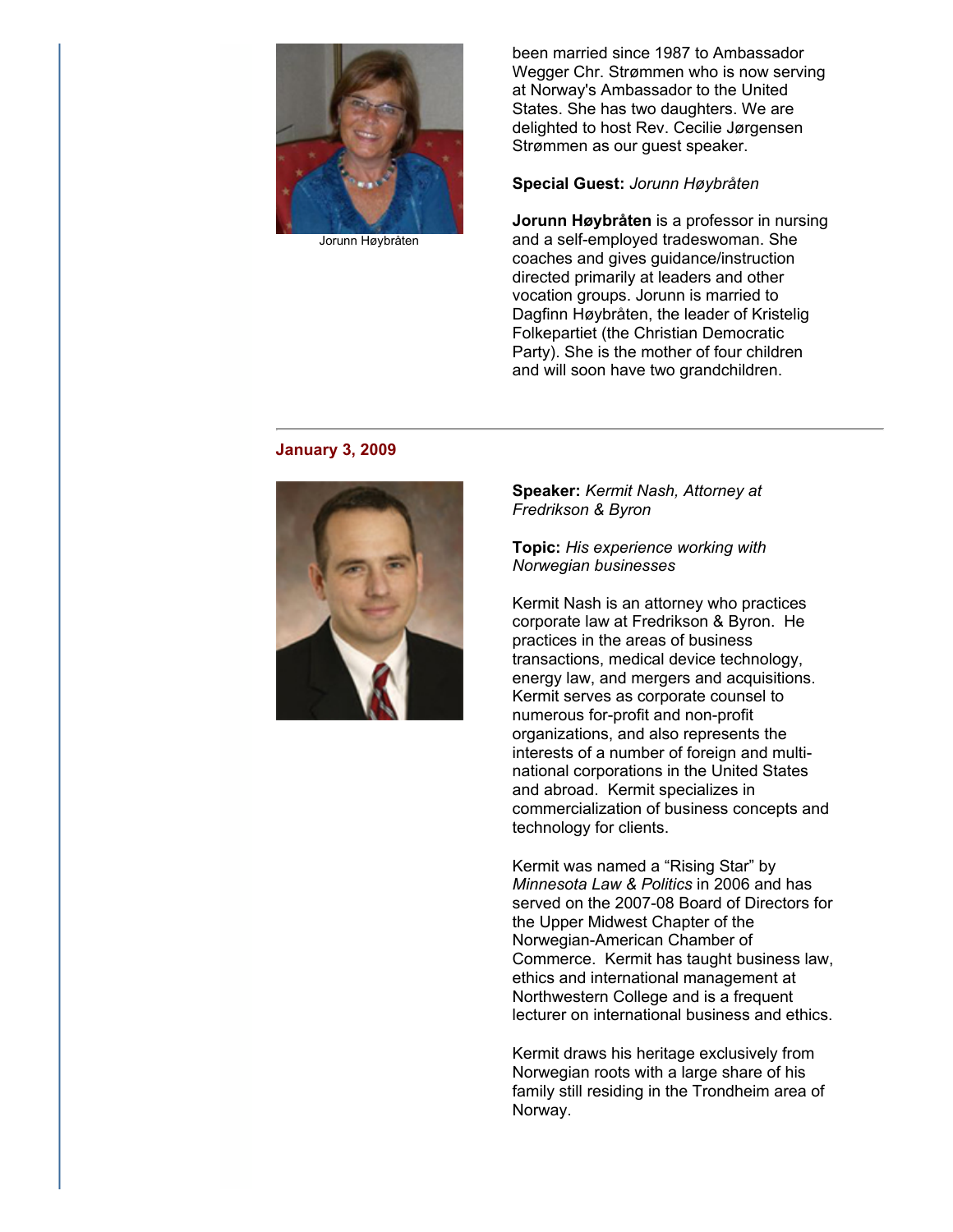Jorunn Høybråten

been married since 1987 to Ambassador Wegger Chr. Strømmen who is now serving at Norway's Ambassador to the United States. She has two daughters. We are delighted to host Rev. Cecilie Jørgensen Strømmen as our guest speaker.

**Special Guest:** *Jorunn Høybråten*

**Jorunn Høybråten** is a professor in nursing and a self-employed tradeswoman. She coaches and gives guidance/instruction directed primarily at leaders and other vocation groups. Jorunn is married to Dagfinn Høybråten, the leader of Kristelig Folkepartiet (the Christian Democratic Party). She is the mother of four children and will soon have two grandchildren.

---

## January 3, 2009

**Speaker:** *Kermit Nash, Attorney at Fredrikson & Byron*

**Topic:** *His experience working with Norwegian businesses*

Kermit Nash is an attorney who practices corporate law at Fredrikson & Byron. He practices in the areas of business transactions, medical device technology, energy law, and mergers and acquisitions. Kermit serves as corporate counsel to numerous for-profit and non-profit organizations, and also represents the interests of a number of foreign and multi-national corporations in the United States and abroad. Kermit specializes in commercialization of business concepts and technology for clients.

Kermit was named a “Rising Star” by *Minnesota Law & Politics* in 2006 and has served on the 2007-08 Board of Directors for the Upper Midwest Chapter of the Norwegian-American Chamber of Commerce. Kermit has taught business law, ethics and international management at Northwestern College and is a frequent lecturer on international business and ethics.

Kermit draws his heritage exclusively from Norwegian roots with a large share of his family still residing in the Trondheim area of Norway.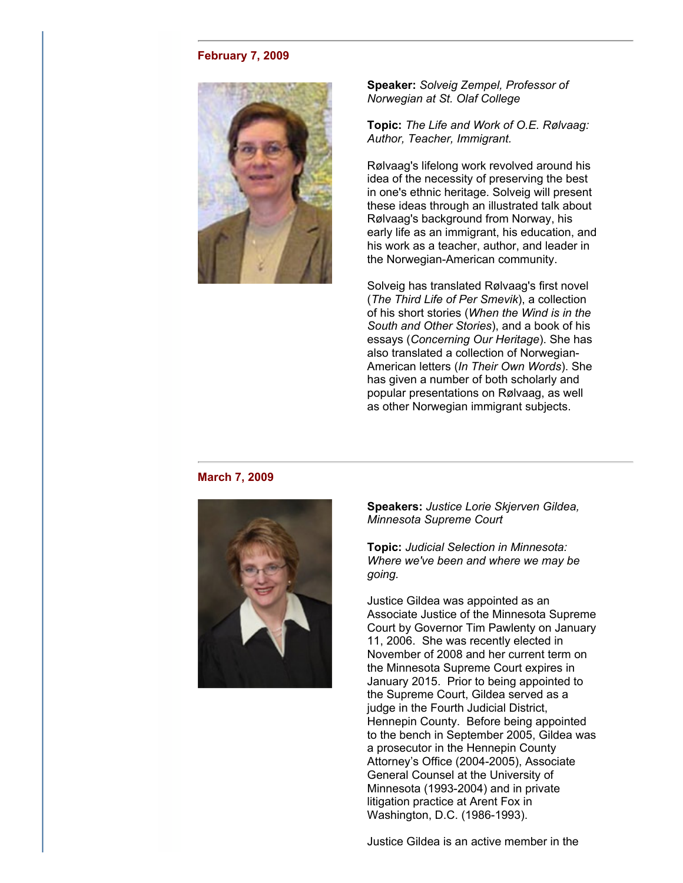### February 7, 2009

**Speaker:** *Solveig Zempel, Professor of Norwegian at St. Olaf College*

**Topic:** *The Life and Work of O.E. Rølvaag: Author, Teacher, Immigrant.*

Rølvaag's lifelong work revolved around his idea of the necessity of preserving the best in one's ethnic heritage. Solveig will present these ideas through an illustrated talk about Rølvaag's background from Norway, his early life as an immigrant, his education, and his work as a teacher, author, and leader in the Norwegian-American community.

Solveig has translated Rølvaag's first novel (*The Third Life of Per Smevik*), a collection of his short stories (*When the Wind is in the South and Other Stories*), and a book of his essays (*Concerning Our Heritage*). She has also translated a collection of Norwegian-American letters (*In Their Own Words*). She has given a number of both scholarly and popular presentations on Rølvaag, as well as other Norwegian immigrant subjects.

---

### March 7, 2009

**Speakers:** *Justice Lorie Skjerven Gildea, Minnesota Supreme Court*

**Topic:** *Judicial Selection in Minnesota: Where we've been and where we may be going.*

Justice Gildea was appointed as an Associate Justice of the Minnesota Supreme Court by Governor Tim Pawlenty on January 11, 2006. She was recently elected in November of 2008 and her current term on the Minnesota Supreme Court expires in January 2015. Prior to being appointed to the Supreme Court, Gildea served as a judge in the Fourth Judicial District, Hennepin County. Before being appointed to the bench in September 2005, Gildea was a prosecutor in the Hennepin County Attorney's Office (2004-2005), Associate General Counsel at the University of Minnesota (1993-2004) and in private litigation practice at Arent Fox in Washington, D.C. (1986-1993).

Justice Gildea is an active member in the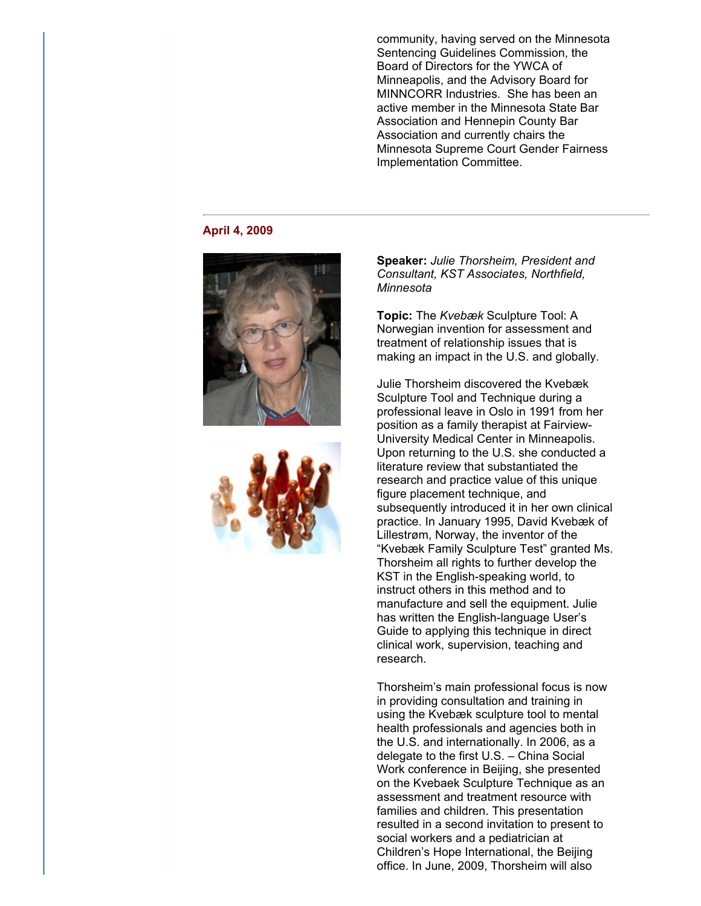community, having served on the Minnesota Sentencing Guidelines Commission, the Board of Directors for the YWCA of Minneapolis, and the Advisory Board for MINNCORR Industries. She has been an active member in the Minnesota State Bar Association and Hennepin County Bar Association and currently chairs the Minnesota Supreme Court Gender Fairness Implementation Committee.

---

**April 4, 2009**

**Speaker:** *Julie Thorsheim, President and Consultant, KST Associates, Northfield, Minnesota*

**Topic:** The *Kvebæk* Sculpture Tool: A Norwegian invention for assessment and treatment of relationship issues that is making an impact in the U.S. and globally.

Julie Thorsheim discovered the Kvebæk Sculpture Tool and Technique during a professional leave in Oslo in 1991 from her position as a family therapist at Fairview-University Medical Center in Minneapolis. Upon returning to the U.S. she conducted a literature review that substantiated the research and practice value of this unique figure placement technique, and subsequently introduced it in her own clinical practice. In January 1995, David Kvebæk of Lillestrøm, Norway, the inventor of the "Kvebæk Family Sculpture Test" granted Ms. Thorsheim all rights to further develop the KST in the English-speaking world, to instruct others in this method and to manufacture and sell the equipment. Julie has written the English-language User's Guide to applying this technique in direct clinical work, supervision, teaching and research.

Thorsheim's main professional focus is now in providing consultation and training in using the Kvebæk sculpture tool to mental health professionals and agencies both in the U.S. and internationally. In 2006, as a delegate to the first U.S. – China Social Work conference in Beijing, she presented on the Kvebaek Sculpture Technique as an assessment and treatment resource with families and children. This presentation resulted in a second invitation to present to social workers and a pediatrician at Children's Hope International, the Beijing office. In June, 2009, Thorsheim will also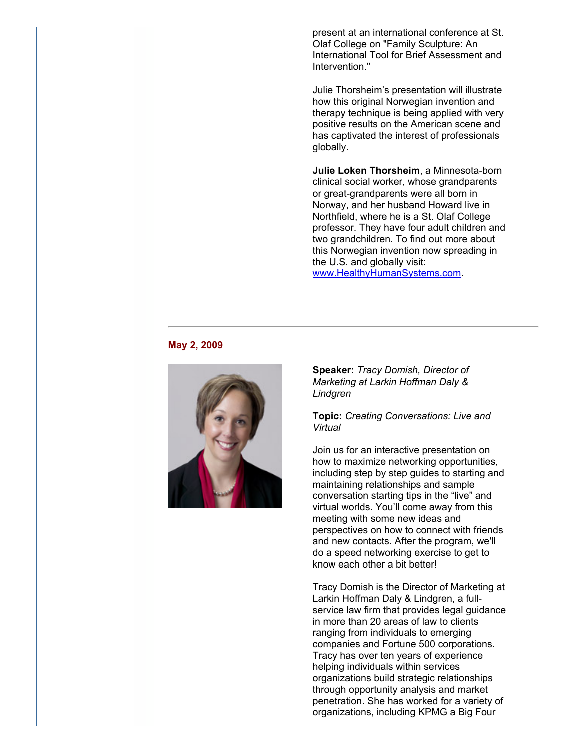present at an international conference at St. Olaf College on "Family Sculpture: An International Tool for Brief Assessment and Intervention."

Julie Thorsheim's presentation will illustrate how this original Norwegian invention and therapy technique is being applied with very positive results on the American scene and has captivated the interest of professionals globally.

**Julie Loken Thorsheim**, a Minnesota-born clinical social worker, whose grandparents or great-grandparents were all born in Norway, and her husband Howard live in Northfield, where he is a St. Olaf College professor. They have four adult children and two grandchildren. To find out more about this Norwegian invention now spreading in the U.S. and globally visit: [www.HealthyHumanSystems.com](http://www.HealthyHumanSystems.com).

---

**May 2, 2009**

**Speaker:** *Tracy Domish, Director of Marketing at Larkin Hoffman Daly & Lindgren*

**Topic:** *Creating Conversations: Live and Virtual*

Join us for an interactive presentation on how to maximize networking opportunities, including step by step guides to starting and maintaining relationships and sample conversation starting tips in the "live" and virtual worlds. You'll come away from this meeting with some new ideas and perspectives on how to connect with friends and new contacts. After the program, we'll do a speed networking exercise to get to know each other a bit better!

Tracy Domish is the Director of Marketing at Larkin Hoffman Daly & Lindgren, a full-service law firm that provides legal guidance in more than 20 areas of law to clients ranging from individuals to emerging companies and Fortune 500 corporations. Tracy has over ten years of experience helping individuals within services organizations build strategic relationships through opportunity analysis and market penetration. She has worked for a variety of organizations, including KPMG a Big Four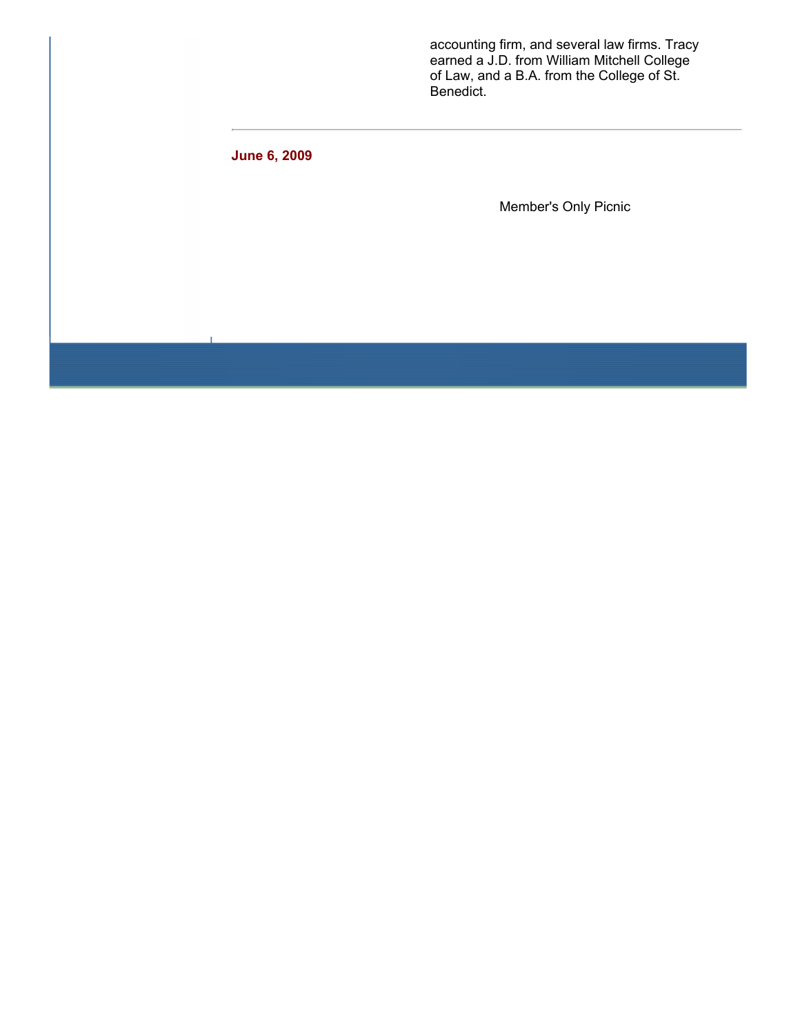accounting firm, and several law firms. Tracy earned a J.D. from William Mitchell College of Law, and a B.A. from the College of St. Benedict.

---

**June 6, 2009**

Member's Only Picnic